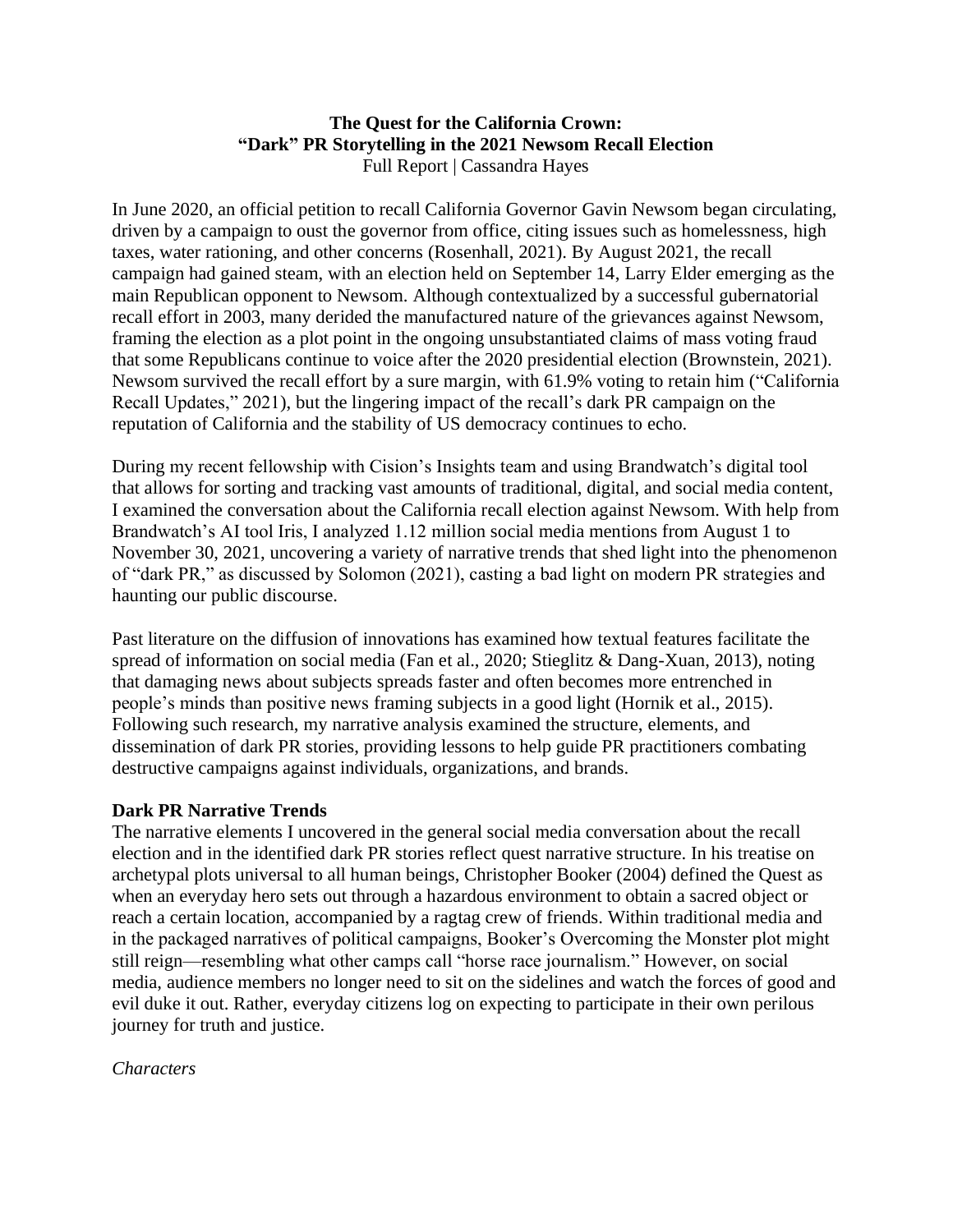**The Quest for the California Crown:**
**"Dark" PR Storytelling in the 2021 Newsom Recall Election**
Full Report | Cassandra Hayes

In June 2020, an official petition to recall California Governor Gavin Newsom began circulating, driven by a campaign to oust the governor from office, citing issues such as homelessness, high taxes, water rationing, and other concerns (Rosenhall, 2021). By August 2021, the recall campaign had gained steam, with an election held on September 14, Larry Elder emerging as the main Republican opponent to Newsom. Although contextualized by a successful gubernatorial recall effort in 2003, many derided the manufactured nature of the grievances against Newsom, framing the election as a plot point in the ongoing unsubstantiated claims of mass voting fraud that some Republicans continue to voice after the 2020 presidential election (Brownstein, 2021). Newsom survived the recall effort by a sure margin, with 61.9% voting to retain him ("California Recall Updates," 2021), but the lingering impact of the recall's dark PR campaign on the reputation of California and the stability of US democracy continues to echo.

During my recent fellowship with Cision's Insights team and using Brandwatch's digital tool that allows for sorting and tracking vast amounts of traditional, digital, and social media content, I examined the conversation about the California recall election against Newsom. With help from Brandwatch's AI tool Iris, I analyzed 1.12 million social media mentions from August 1 to November 30, 2021, uncovering a variety of narrative trends that shed light into the phenomenon of "dark PR," as discussed by Solomon (2021), casting a bad light on modern PR strategies and haunting our public discourse.

Past literature on the diffusion of innovations has examined how textual features facilitate the spread of information on social media (Fan et al., 2020; Stieglitz & Dang-Xuan, 2013), noting that damaging news about subjects spreads faster and often becomes more entrenched in people's minds than positive news framing subjects in a good light (Hornik et al., 2015). Following such research, my narrative analysis examined the structure, elements, and dissemination of dark PR stories, providing lessons to help guide PR practitioners combating destructive campaigns against individuals, organizations, and brands.

## Dark PR Narrative Trends

The narrative elements I uncovered in the general social media conversation about the recall election and in the identified dark PR stories reflect quest narrative structure. In his treatise on archetypal plots universal to all human beings, Christopher Booker (2004) defined the Quest as when an everyday hero sets out through a hazardous environment to obtain a sacred object or reach a certain location, accompanied by a ragtag crew of friends. Within traditional media and in the packaged narratives of political campaigns, Booker's Overcoming the Monster plot might still reign—resembling what other camps call "horse race journalism." However, on social media, audience members no longer need to sit on the sidelines and watch the forces of good and evil duke it out. Rather, everyday citizens log on expecting to participate in their own perilous journey for truth and justice.

### *Characters*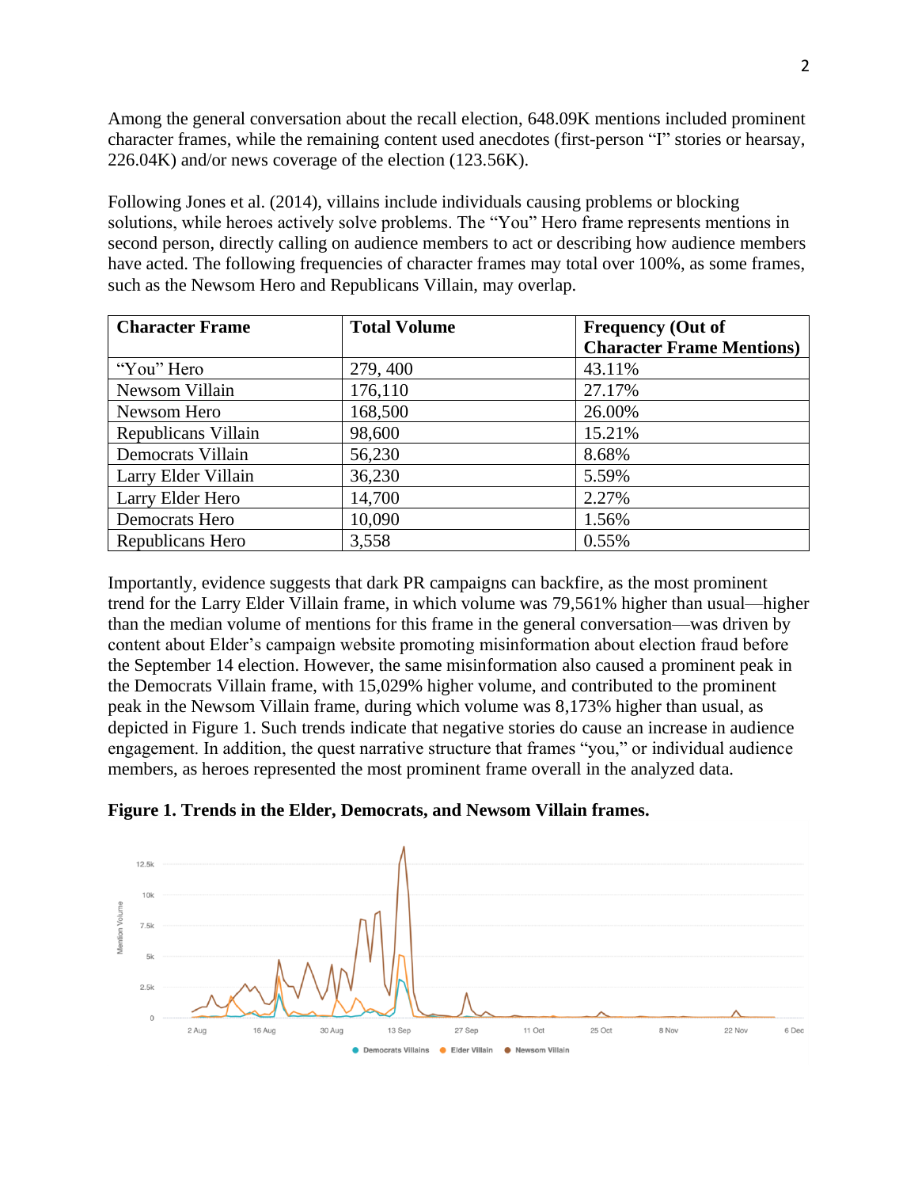Among the general conversation about the recall election, 648.09K mentions included prominent character frames, while the remaining content used anecdotes (first-person "I" stories or hearsay, 226.04K) and/or news coverage of the election (123.56K).

Following Jones et al. (2014), villains include individuals causing problems or blocking solutions, while heroes actively solve problems. The "You" Hero frame represents mentions in second person, directly calling on audience members to act or describing how audience members have acted. The following frequencies of character frames may total over 100%, as some frames, such as the Newsom Hero and Republicans Villain, may overlap.

| Character Frame | Total Volume | Frequency (Out of Character Frame Mentions) |
| --- | --- | --- |
| "You" Hero | 279, 400 | 43.11% |
| Newsom Villain | 176,110 | 27.17% |
| Newsom Hero | 168,500 | 26.00% |
| Republicans Villain | 98,600 | 15.21% |
| Democrats Villain | 56,230 | 8.68% |
| Larry Elder Villain | 36,230 | 5.59% |
| Larry Elder Hero | 14,700 | 2.27% |
| Democrats Hero | 10,090 | 1.56% |
| Republicans Hero | 3,558 | 0.55% |

Importantly, evidence suggests that dark PR campaigns can backfire, as the most prominent trend for the Larry Elder Villain frame, in which volume was 79,561% higher than usual—higher than the median volume of mentions for this frame in the general conversation—was driven by content about Elder's campaign website promoting misinformation about election fraud before the September 14 election. However, the same misinformation also caused a prominent peak in the Democrats Villain frame, with 15,029% higher volume, and contributed to the prominent peak in the Newsom Villain frame, during which volume was 8,173% higher than usual, as depicted in Figure 1. Such trends indicate that negative stories do cause an increase in audience engagement. In addition, the quest narrative structure that frames "you," or individual audience members, as heroes represented the most prominent frame overall in the analyzed data.

**Figure 1. Trends in the Elder, Democrats, and Newsom Villain frames.**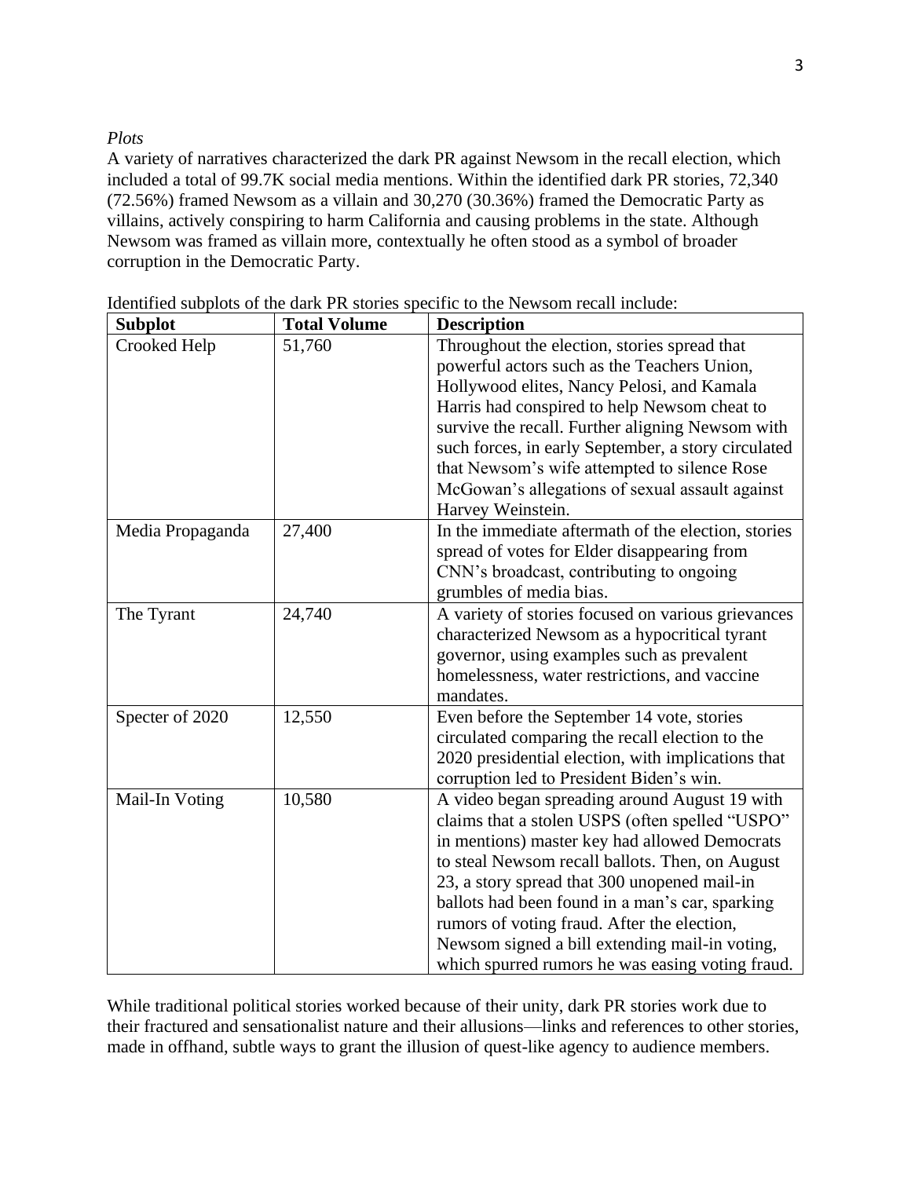*Plots*

A variety of narratives characterized the dark PR against Newsom in the recall election, which included a total of 99.7K social media mentions. Within the identified dark PR stories, 72,340 (72.56%) framed Newsom as a villain and 30,270 (30.36%) framed the Democratic Party as villains, actively conspiring to harm California and causing problems in the state. Although Newsom was framed as villain more, contextually he often stood as a symbol of broader corruption in the Democratic Party.

Identified subplots of the dark PR stories specific to the Newsom recall include:

| Subplot | Total Volume | Description |
|---|---|---|
| Crooked Help | 51,760 | Throughout the election, stories spread that powerful actors such as the Teachers Union, Hollywood elites, Nancy Pelosi, and Kamala Harris had conspired to help Newsom cheat to survive the recall. Further aligning Newsom with such forces, in early September, a story circulated that Newsom's wife attempted to silence Rose McGowan's allegations of sexual assault against Harvey Weinstein. |
| Media Propaganda | 27,400 | In the immediate aftermath of the election, stories spread of votes for Elder disappearing from CNN's broadcast, contributing to ongoing grumbles of media bias. |
| The Tyrant | 24,740 | A variety of stories focused on various grievances characterized Newsom as a hypocritical tyrant governor, using examples such as prevalent homelessness, water restrictions, and vaccine mandates. |
| Specter of 2020 | 12,550 | Even before the September 14 vote, stories circulated comparing the recall election to the 2020 presidential election, with implications that corruption led to President Biden's win. |
| Mail-In Voting | 10,580 | A video began spreading around August 19 with claims that a stolen USPS (often spelled "USPO" in mentions) master key had allowed Democrats to steal Newsom recall ballots. Then, on August 23, a story spread that 300 unopened mail-in ballots had been found in a man's car, sparking rumors of voting fraud. After the election, Newsom signed a bill extending mail-in voting, which spurred rumors he was easing voting fraud. |

While traditional political stories worked because of their unity, dark PR stories work due to their fractured and sensationalist nature and their allusions—links and references to other stories, made in offhand, subtle ways to grant the illusion of quest-like agency to audience members.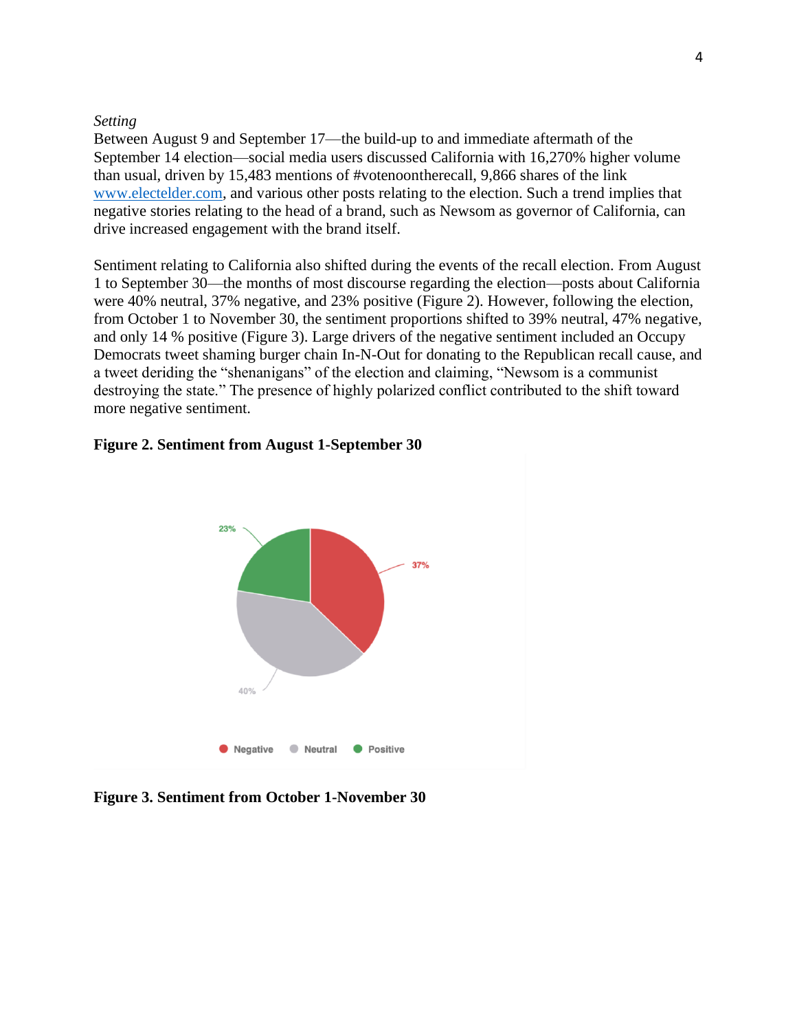*Setting*

Between August 9 and September 17—the build-up to and immediate aftermath of the September 14 election—social media users discussed California with 16,270% higher volume than usual, driven by 15,483 mentions of #votenoontherecall, 9,866 shares of the link www.electelder.com, and various other posts relating to the election. Such a trend implies that negative stories relating to the head of a brand, such as Newsom as governor of California, can drive increased engagement with the brand itself.

Sentiment relating to California also shifted during the events of the recall election. From August 1 to September 30—the months of most discourse regarding the election—posts about California were 40% neutral, 37% negative, and 23% positive (Figure 2). However, following the election, from October 1 to November 30, the sentiment proportions shifted to 39% neutral, 47% negative, and only 14 % positive (Figure 3). Large drivers of the negative sentiment included an Occupy Democrats tweet shaming burger chain In-N-Out for donating to the Republican recall cause, and a tweet deriding the "shenanigans" of the election and claiming, "Newsom is a communist destroying the state." The presence of highly polarized conflict contributed to the shift toward more negative sentiment.

**Figure 2. Sentiment from August 1-September 30**

| Sentiment | Share |
|---|---|
| Negative | 37% |
| Neutral | 40% |
| Positive | 23% |

**Figure 3. Sentiment from October 1-November 30**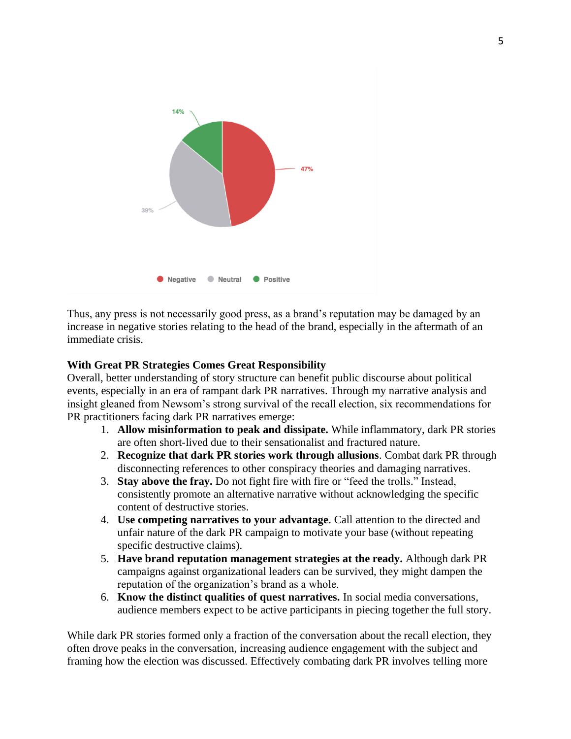Thus, any press is not necessarily good press, as a brand's reputation may be damaged by an increase in negative stories relating to the head of the brand, especially in the aftermath of an immediate crisis.

**With Great PR Strategies Comes Great Responsibility**

Overall, better understanding of story structure can benefit public discourse about political events, especially in an era of rampant dark PR narratives. Through my narrative analysis and insight gleaned from Newsom's strong survival of the recall election, six recommendations for PR practitioners facing dark PR narratives emerge:

1. **Allow misinformation to peak and dissipate.** While inflammatory, dark PR stories are often short-lived due to their sensationalist and fractured nature.
2. **Recognize that dark PR stories work through allusions**. Combat dark PR through disconnecting references to other conspiracy theories and damaging narratives.
3. **Stay above the fray.** Do not fight fire with fire or "feed the trolls." Instead, consistently promote an alternative narrative without acknowledging the specific content of destructive stories.
4. **Use competing narratives to your advantage**. Call attention to the directed and unfair nature of the dark PR campaign to motivate your base (without repeating specific destructive claims).
5. **Have brand reputation management strategies at the ready.** Although dark PR campaigns against organizational leaders can be survived, they might dampen the reputation of the organization's brand as a whole.
6. **Know the distinct qualities of quest narratives.** In social media conversations, audience members expect to be active participants in piecing together the full story.

While dark PR stories formed only a fraction of the conversation about the recall election, they often drove peaks in the conversation, increasing audience engagement with the subject and framing how the election was discussed. Effectively combating dark PR involves telling more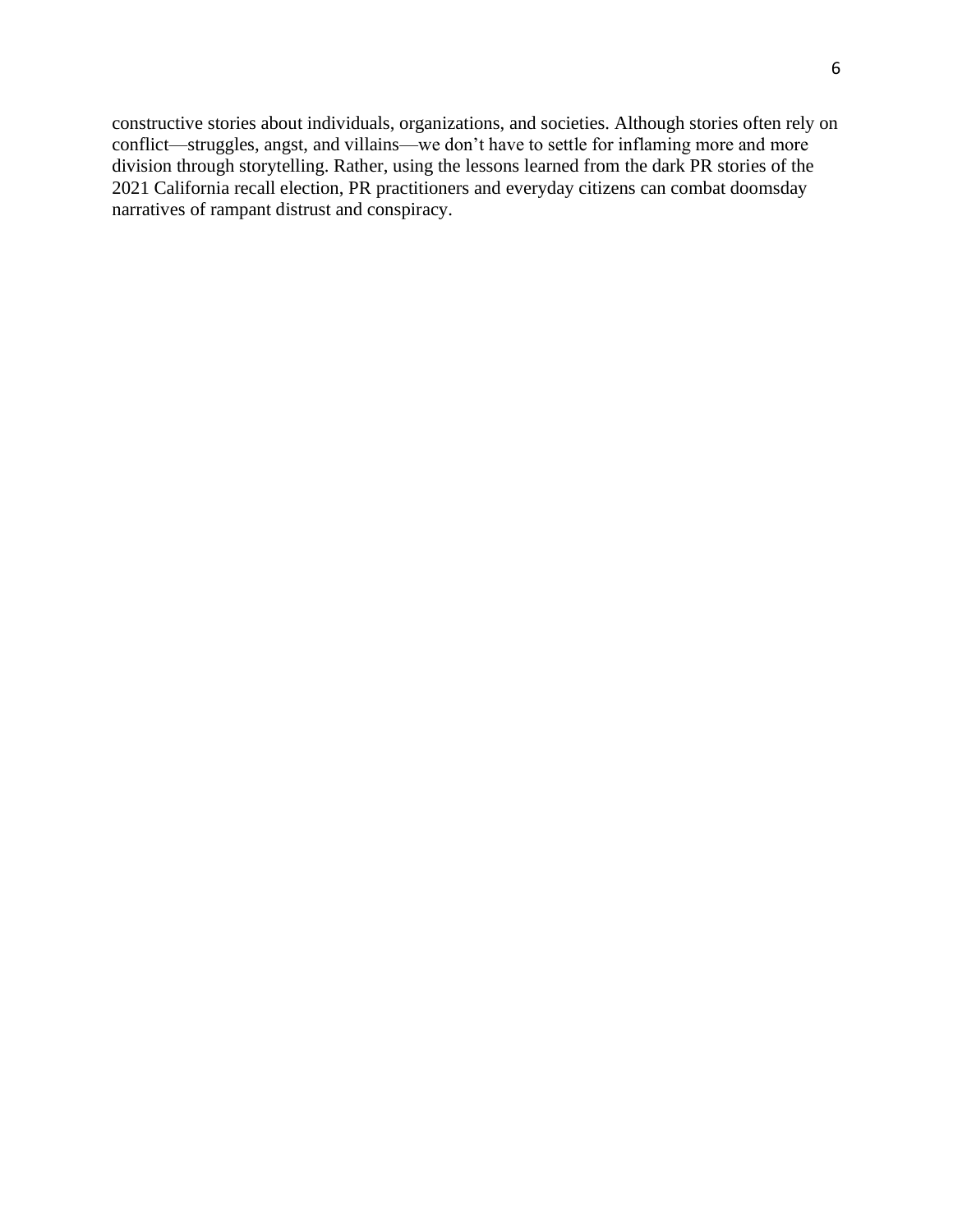constructive stories about individuals, organizations, and societies. Although stories often rely on conflict—struggles, angst, and villains—we don't have to settle for inflaming more and more division through storytelling. Rather, using the lessons learned from the dark PR stories of the 2021 California recall election, PR practitioners and everyday citizens can combat doomsday narratives of rampant distrust and conspiracy.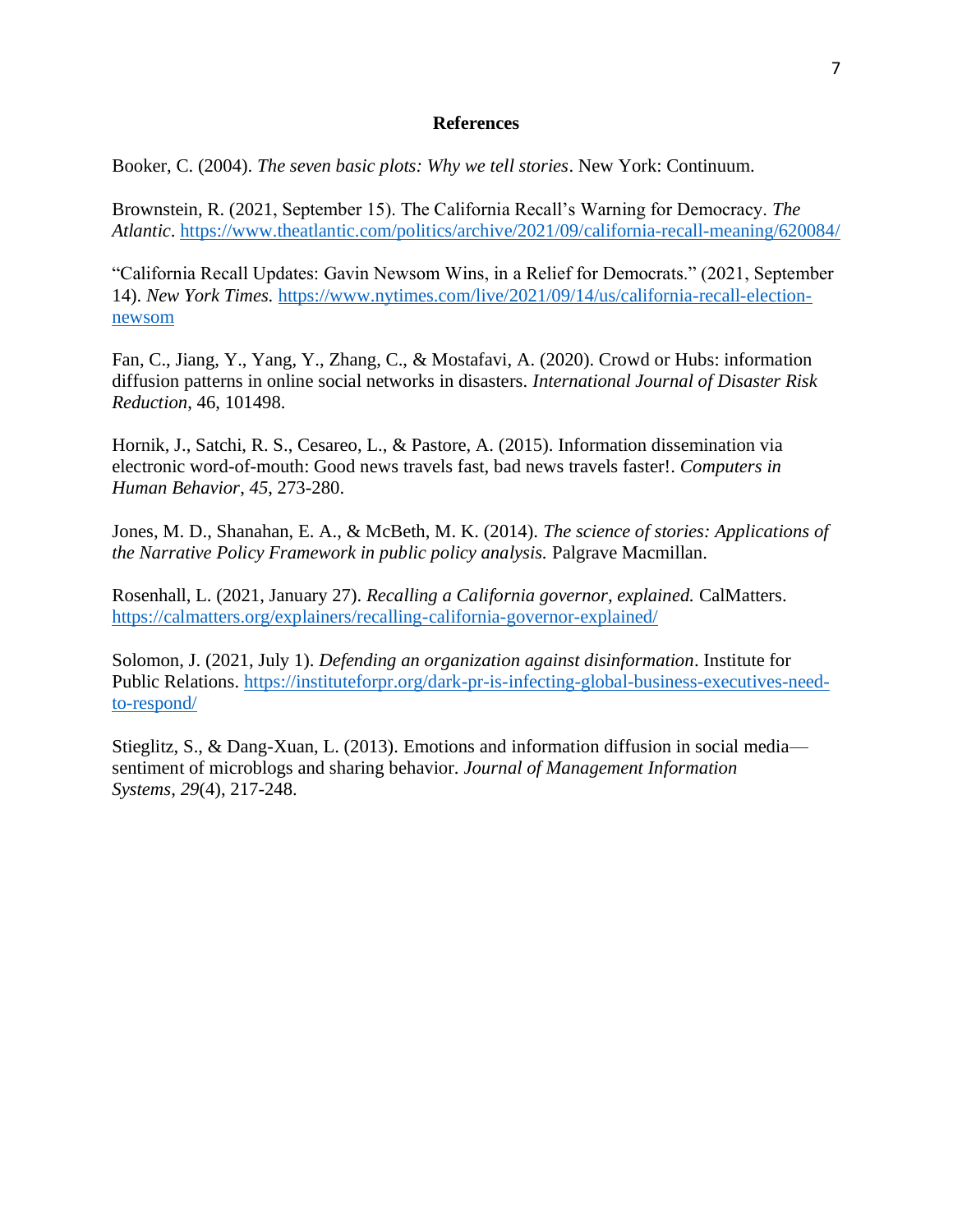**References**

Booker, C. (2004). *The seven basic plots: Why we tell stories*. New York: Continuum.

Brownstein, R. (2021, September 15). The California Recall's Warning for Democracy. *The Atlantic*. https://www.theatlantic.com/politics/archive/2021/09/california-recall-meaning/620084/

"California Recall Updates: Gavin Newsom Wins, in a Relief for Democrats." (2021, September 14). *New York Times.* https://www.nytimes.com/live/2021/09/14/us/california-recall-election-newsom

Fan, C., Jiang, Y., Yang, Y., Zhang, C., & Mostafavi, A. (2020). Crowd or Hubs: information diffusion patterns in online social networks in disasters. *International Journal of Disaster Risk Reduction*, 46, 101498.

Hornik, J., Satchi, R. S., Cesareo, L., & Pastore, A. (2015). Information dissemination via electronic word-of-mouth: Good news travels fast, bad news travels faster!. *Computers in Human Behavior*, *45*, 273-280.

Jones, M. D., Shanahan, E. A., & McBeth, M. K. (2014). *The science of stories: Applications of the Narrative Policy Framework in public policy analysis.* Palgrave Macmillan.

Rosenhall, L. (2021, January 27). *Recalling a California governor, explained.* CalMatters. https://calmatters.org/explainers/recalling-california-governor-explained/

Solomon, J. (2021, July 1). *Defending an organization against disinformation*. Institute for Public Relations. https://instituteforpr.org/dark-pr-is-infecting-global-business-executives-need-to-respond/

Stieglitz, S., & Dang-Xuan, L. (2013). Emotions and information diffusion in social media—sentiment of microblogs and sharing behavior. *Journal of Management Information Systems*, *29*(4), 217-248.